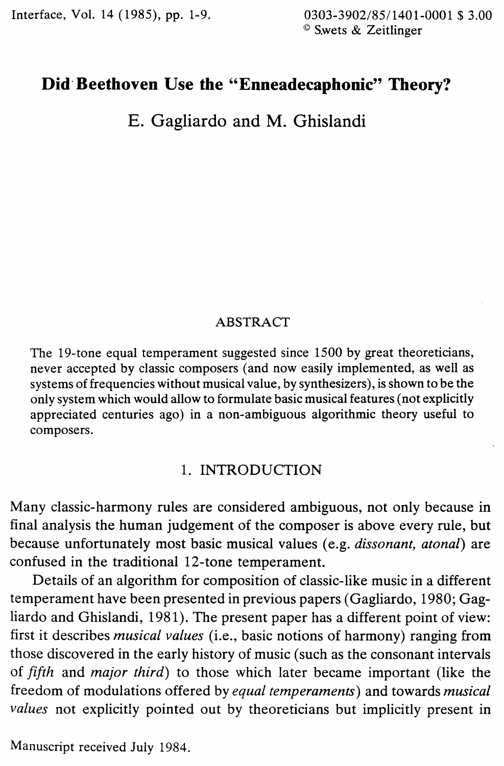# Did Beethoven Use the "Enneadecaphonic" Theory?

E. Gagliardo and M. Ghislandi

## ABSTRACT

The 19-tone equal temperament suggested since 1500 by great theoreticians, never accepted by classic composers (and now easily implemented, as well as systems of frequencies without musical value, by synthesizers), is shown to be the only system which would allow to formulate basic musical features (not explicitly appreciated centuries ago) in a non-ambiguous algorithmic theory useful to composers.

## 1. INTRODUCTION

Many classic-harmony rules are considered ambiguous, not only because in final analysis the human judgement of the composer is above every rule, but because unfortunately most basic musical values (e.g. *dissonant, atonal*) are confused in the traditional 12-tone temperament.

Details of an algorithm for composition of classic-like music in a different temperament have been presented in previous papers (Gagliardo, 1980; Gagliardo and Ghislandi, 1981). The present paper has a different point of view: first it describes *musical values* (i.e., basic notions of harmony) ranging from those discovered in the early history of music (such as the consonant intervals of *fifth* and *major third*) to those which later became important (like the freedom of modulations offered by *equal temperaments*) and towards *musical values* not explicitly pointed out by theoreticians but implicitly present in

Manuscript received July 1984.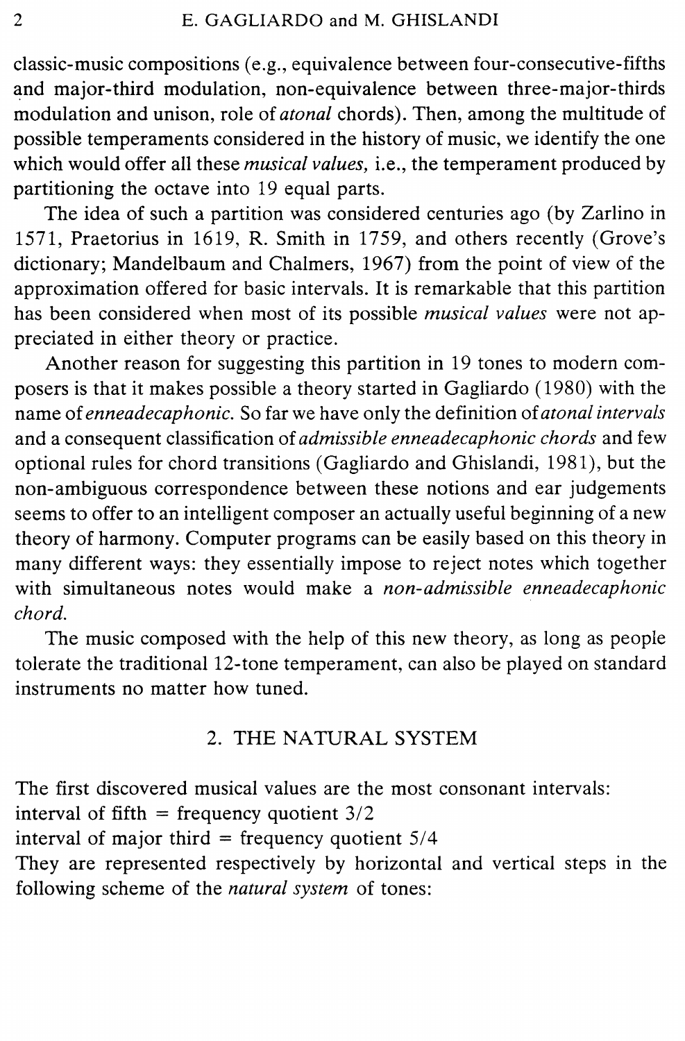classic-music compositions (e.g., equivalence between four-consecutive-fifths and major-third modulation, non-equivalence between three-major-thirds modulation and unison, role of *atonal* chords). Then, among the multitude of possible temperaments considered in the history of music, we identify the one which would offer all these *musical values,* i.e., the temperament produced by partitioning the octave into 19 equal parts.

The idea of such a partition was considered centuries ago (by Zarlino in 1571, Praetorius in 1619, R. Smith in 1759, and others recently (Grove's dictionary; Mandelbaum and Chalmers, 1967) from the point of view of the approximation offered for basic intervals. It is remarkable that this partition has been considered when most of its possible *musical values* were not appreciated in either theory or practice.

Another reason for suggesting this partition in 19 tones to modern composers is that it makes possible a theory started in Gagliardo (1980) with the name of *enneadecaphonic.* So far we have only the definition of *atonal intervals* and a consequent classification of *admissible enneadecaphonic chords* and few optional rules for chord transitions (Gagliardo and Ghislandi, 1981), but the non-ambiguous correspondence between these notions and ear judgements seems to offer to an intelligent composer an actually useful beginning of a new theory of harmony. Computer programs can be easily based on this theory in many different ways: they essentially impose to reject notes which together with simultaneous notes would make a *non-admissible enneadecaphonic chord.*

The music composed with the help of this new theory, as long as people tolerate the traditional 12-tone temperament, can also be played on standard instruments no matter how tuned.

## 2. THE NATURAL SYSTEM

The first discovered musical values are the most consonant intervals:
interval of fifth = frequency quotient $3/2$
interval of major third = frequency quotient $5/4$
They are represented respectively by horizontal and vertical steps in the following scheme of the *natural system* of tones: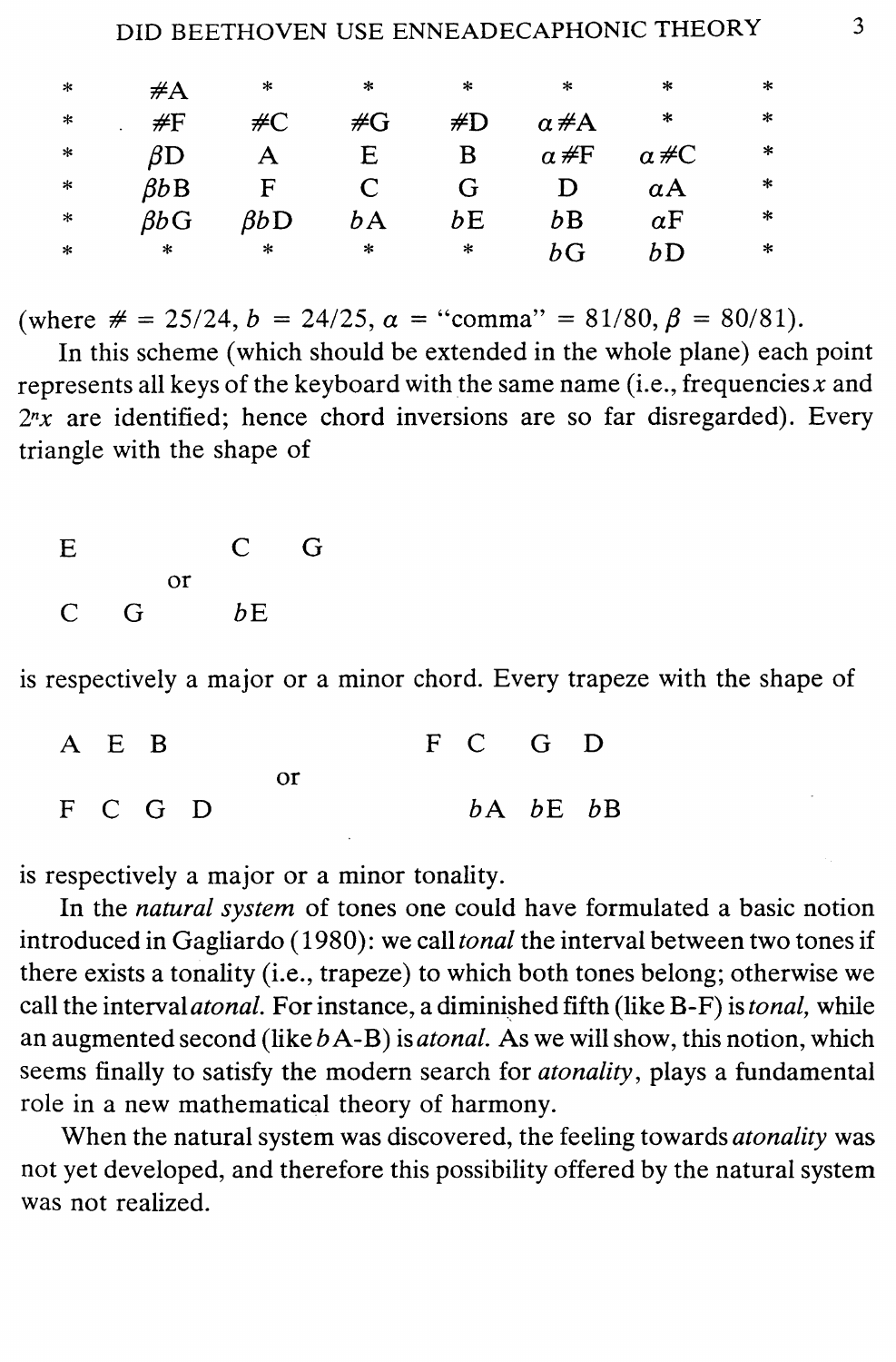| | | | | | | | |
|---|---|---|---|---|---|---|---|
| * | #A | * | * | * | * | * | * |
| * | #F | #C | #G | #D | α#A | * | * |
| * | βD | A | E | B | α#F | α#C | * |
| * | βbB | F | C | G | D | αA | * |
| * | βbG | βbD | bA | bE | bB | αF | * |
| * | * | * | * | * | bG | bD | * |

(where # = 25/24, b = 24/25, α = "comma" = 81/80, β = 80/81).

In this scheme (which should be extended in the whole plane) each point represents all keys of the keyboard with the same name (i.e., frequencies $x$ and $2^n x$ are identified; hence chord inversions are so far disregarded). Every triangle with the shape of

```
E              C   G
        or
C   G          bE
```

is respectively a major or a minor chord. Every trapeze with the shape of

```
A  E  B                        F  C   G  D
                  or
F  C  G  D                        bA  bE  bB
```

is respectively a major or a minor tonality.

In the *natural system* of tones one could have formulated a basic notion introduced in Gagliardo (1980): we call *tonal* the interval between two tones if there exists a tonality (i.e., trapeze) to which both tones belong; otherwise we call the interval *atonal*. For instance, a diminished fifth (like B-F) is *tonal*, while an augmented second (like bA-B) is *atonal*. As we will show, this notion, which seems finally to satisfy the modern search for *atonality*, plays a fundamental role in a new mathematical theory of harmony.

When the natural system was discovered, the feeling towards *atonality* was not yet developed, and therefore this possibility offered by the natural system was not realized.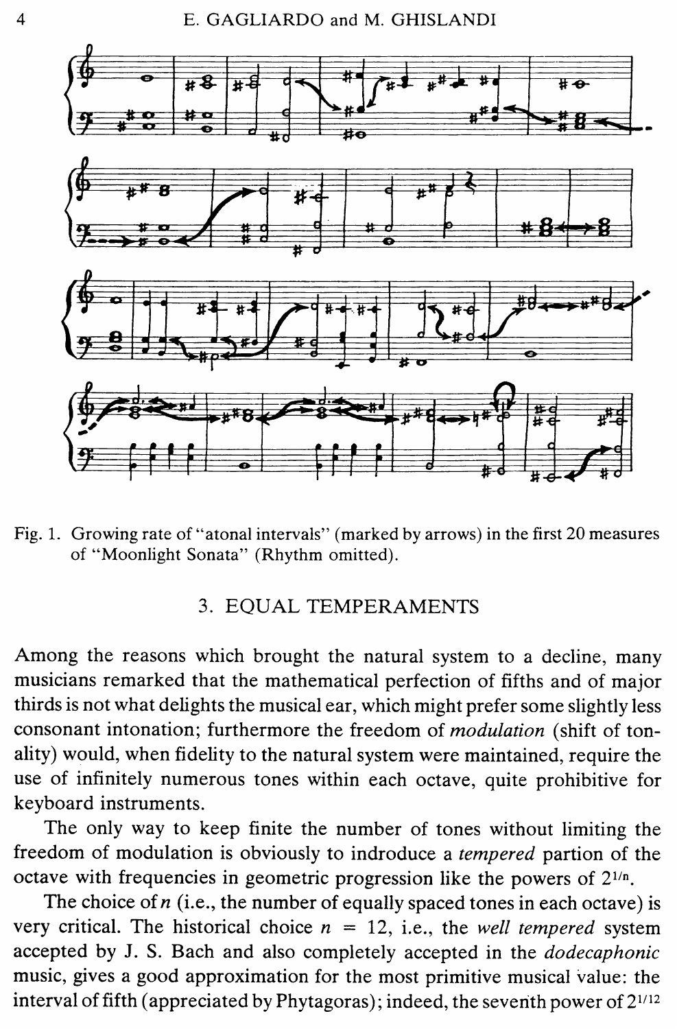Fig. 1. Growing rate of "atonal intervals" (marked by arrows) in the first 20 measures of "Moonlight Sonata" (Rhythm omitted).

## 3. EQUAL TEMPERAMENTS

Among the reasons which brought the natural system to a decline, many musicians remarked that the mathematical perfection of fifths and of major thirds is not what delights the musical ear, which might prefer some slightly less consonant intonation; furthermore the freedom of *modulation* (shift of tonality) would, when fidelity to the natural system were maintained, require the use of infinitely numerous tones within each octave, quite prohibitive for keyboard instruments.

The only way to keep finite the number of tones without limiting the freedom of modulation is obviously to indroduce a *tempered* partion of the octave with frequencies in geometric progression like the powers of $2^{1/n}$.

The choice of $n$ (i.e., the number of equally spaced tones in each octave) is very critical. The historical choice $n = 12$, i.e., the *well tempered* system accepted by J. S. Bach and also completely accepted in the *dodecaphonic* music, gives a good approximation for the most primitive musical value: the interval of fifth (appreciated by Phytagoras); indeed, the seventh power of $2^{1/12}$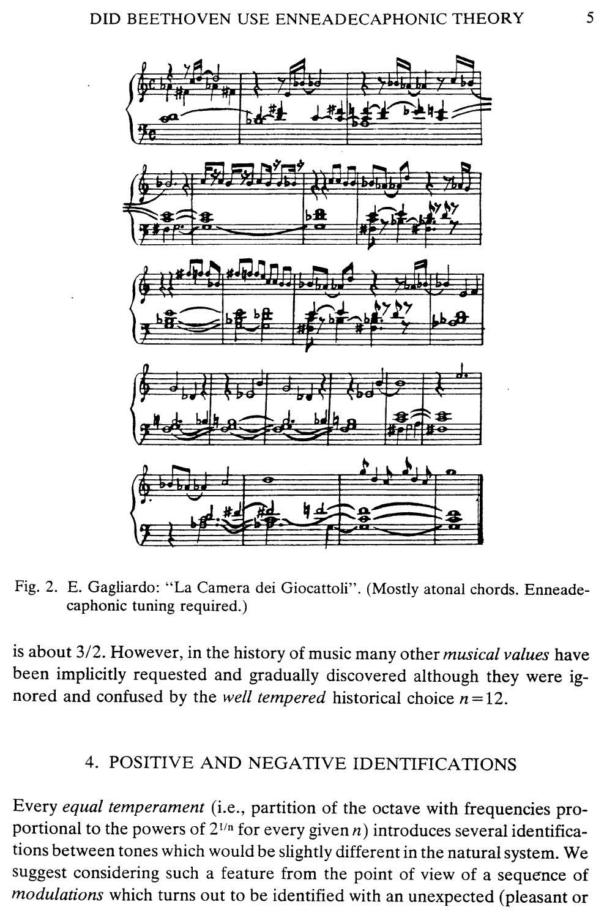Fig. 2. E. Gagliardo: "La Camera dei Giocattoli". (Mostly atonal chords. Enneadecaphonic tuning required.)

is about 3/2. However, in the history of music many other *musical values* have been implicitly requested and gradually discovered although they were ignored and confused by the *well tempered* historical choice $n = 12$.

## 4. POSITIVE AND NEGATIVE IDENTIFICATIONS

Every *equal temperament* (i.e., partition of the octave with frequencies proportional to the powers of $2^{1/n}$ for every given $n$) introduces several identifications between tones which would be slightly different in the natural system. We suggest considering such a feature from the point of view of a sequence of *modulations* which turns out to be identified with an unexpected (pleasant or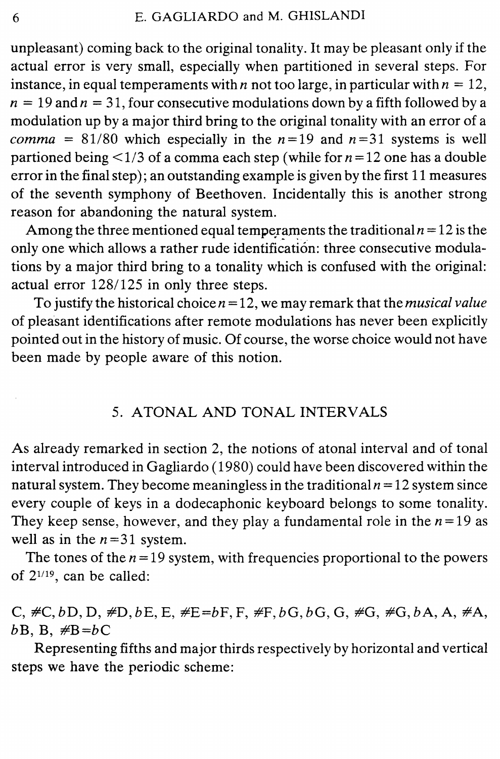unpleasant) coming back to the original tonality. It may be pleasant only if the actual error is very small, especially when partitioned in several steps. For instance, in equal temperaments with $n$ not too large, in particular with $n = 12$, $n = 19$ and $n = 31$, four consecutive modulations down by a fifth followed by a modulation up by a major third bring to the original tonality with an error of a *comma* $= 81/80$ which especially in the $n = 19$ and $n = 31$ systems is well partioned being $< 1/3$ of a comma each step (while for $n = 12$ one has a double error in the final step); an outstanding example is given by the first 11 measures of the seventh symphony of Beethoven. Incidentally this is another strong reason for abandoning the natural system.

Among the three mentioned equal temperaments the traditional $n = 12$ is the only one which allows a rather rude identification: three consecutive modulations by a major third bring to a tonality which is confused with the original: actual error $128/125$ in only three steps.

To justify the historical choice $n = 12$, we may remark that the *musical value* of pleasant identifications after remote modulations has never been explicitly pointed out in the history of music. Of course, the worse choice would not have been made by people aware of this notion.

## 5. ATONAL AND TONAL INTERVALS

As already remarked in section 2, the notions of atonal interval and of tonal interval introduced in Gagliardo (1980) could have been discovered within the natural system. They become meaningless in the traditional $n = 12$ system since every couple of keys in a dodecaphonic keyboard belongs to some tonality. They keep sense, however, and they play a fundamental role in the $n = 19$ as well as in the $n = 31$ system.

The tones of the $n = 19$ system, with frequencies proportional to the powers of $2^{1/19}$, can be called:

C, #C, *b*D, D, #D, *b*E, E, #E=*b*F, F, #F, *b*G, *b*G, G, #G, #G, *b*A, A, #A, *b*B, B, #B=*b*C

Representing fifths and major thirds respectively by horizontal and vertical steps we have the periodic scheme: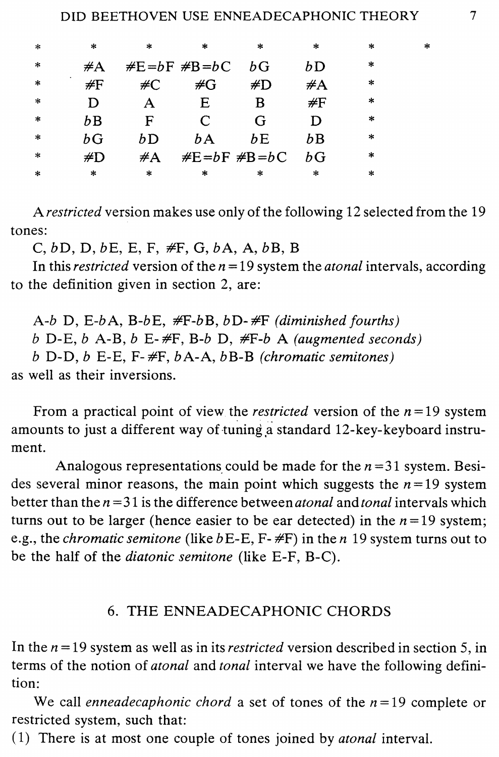| * | * | * | * | * | * | * | * |
|---|---|---|---|---|---|---|---|
| * | #A | #E=bF | #B=bC | bG | bD | * | |
| * | #F | #C | #G | #D | #A | * | |
| * | D | A | E | B | #F | * | |
| * | bB | F | C | G | D | * | |
| * | bG | bD | bA | bE | bB | * | |
| * | #D | #A | #E=bF | #B=bC | bG | * | |
| * | * | * | * | * | * | * | |

A *restricted* version makes use only of the following 12 selected from the 19 tones:

C, bD, D, bE, E, F, #F, G, bA, A, bB, B

In this *restricted* version of the $n=19$ system the *atonal* intervals, according to the definition given in section 2, are:

A-b D, E-bA, B-bE, #F-bB, bD-#F *(diminished fourths)*
b D-E, b A-B, b E-#F, B-b D, #F-b A *(augmented seconds)*
b D-D, b E-E, F-#F, bA-A, bB-B *(chromatic semitones)*
as well as their inversions.

From a practical point of view the *restricted* version of the $n=19$ system amounts to just a different way of tuning a standard 12-key-keyboard instrument.

Analogous representations could be made for the $n=31$ system. Besides several minor reasons, the main point which suggests the $n=19$ system better than the $n=31$ is the difference between *atonal* and *tonal* intervals which turns out to be larger (hence easier to be ear detected) in the $n=19$ system; e.g., the *chromatic semitone* (like bE-E, F-#F) in the $n$ 19 system turns out to be the half of the *diatonic semitone* (like E-F, B-C).

## 6. THE ENNEADECAPHONIC CHORDS

In the $n=19$ system as well as in its *restricted* version described in section 5, in terms of the notion of *atonal* and *tonal* interval we have the following definition:

We call *enneadecaphonic chord* a set of tones of the $n=19$ complete or restricted system, such that:

(1) There is at most one couple of tones joined by *atonal* interval.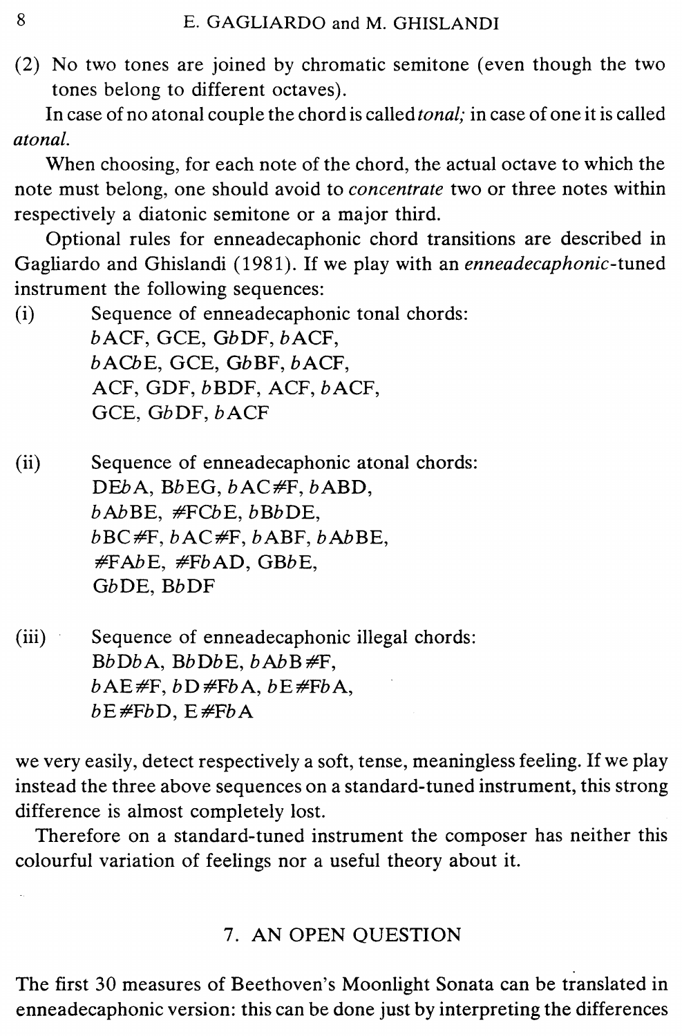(2) No two tones are joined by chromatic semitone (even though the two tones belong to different octaves).

In case of no atonal couple the chord is called *tonal;* in case of one it is called *atonal.*

When choosing, for each note of the chord, the actual octave to which the note must belong, one should avoid to *concentrate* two or three notes within respectively a diatonic semitone or a major third.

Optional rules for enneadecaphonic chord transitions are described in Gagliardo and Ghislandi (1981). If we play with an *enneadecaphonic*-tuned instrument the following sequences:

(i) Sequence of enneadecaphonic tonal chords:
*b*ACF, GCE, G*b*DF, *b*ACF,
*b*AC*b*E, GCE, G*b*BF, *b*ACF,
ACF, GDF, *b*BDF, ACF, *b*ACF,
GCE, G*b*DF, *b*ACF

(ii) Sequence of enneadecaphonic atonal chords:
DE*b*A, B*b*EG, *b*AC#F, *b*ABD,
*b*A*b*BE, #FC*b*E, *b*B*b*DE,
*b*BC#F, *b*AC#F, *b*ABF, *b*A*b*BE,
#FA*b*E, #F*b*AD, GB*b*E,
G*b*DE, B*b*DF

(iii) Sequence of enneadecaphonic illegal chords:
B*b*D*b*A, B*b*D*b*E, *b*A*b*B#F,
*b*AE#F, *b*D#F*b*A, *b*E#F*b*A,
*b*E#F*b*D, E#F*b*A

we very easily, detect respectively a soft, tense, meaningless feeling. If we play instead the three above sequences on a standard-tuned instrument, this strong difference is almost completely lost.

Therefore on a standard-tuned instrument the composer has neither this colourful variation of feelings nor a useful theory about it.

## 7. AN OPEN QUESTION

The first 30 measures of Beethoven's Moonlight Sonata can be translated in enneadecaphonic version: this can be done just by interpreting the differences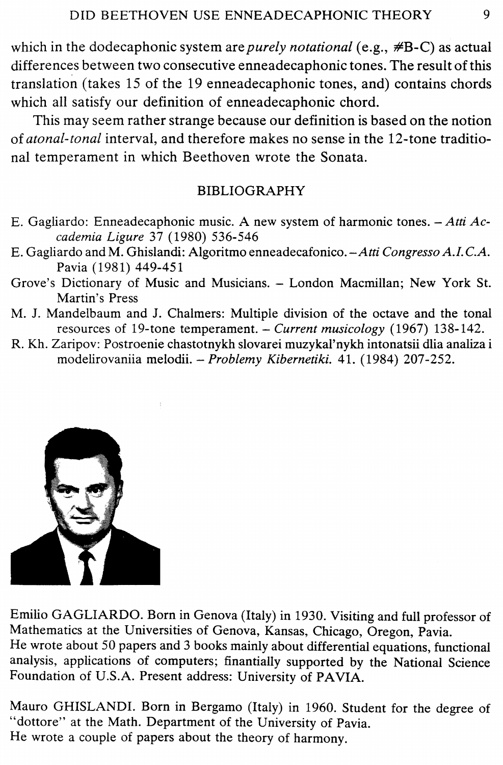which in the dodecaphonic system are *purely notational* (e.g., #B-C) as actual differences between two consecutive enneadecaphonic tones. The result of this translation (takes 15 of the 19 enneadecaphonic tones, and) contains chords which all satisfy our definition of enneadecaphonic chord.

This may seem rather strange because our definition is based on the notion of *atonal-tonal* interval, and therefore makes no sense in the 12-tone traditional temperament in which Beethoven wrote the Sonata.

## BIBLIOGRAPHY

E. Gagliardo: Enneadecaphonic music. A new system of harmonic tones. – *Atti Accademia Ligure* 37 (1980) 536-546

E. Gagliardo and M. Ghislandi: Algoritmo enneadecafonico. – *Atti Congresso A.I.C.A.* Pavia (1981) 449-451

Grove's Dictionary of Music and Musicians. – London Macmillan; New York St. Martin's Press

M. J. Mandelbaum and J. Chalmers: Multiple division of the octave and the tonal resources of 19-tone temperament. – *Current musicology* (1967) 138-142.

R. Kh. Zaripov: Postroenie chastotnykh slovarei muzykal'nykh intonatsii dlia analiza i modelirovaniia melodii. – *Problemy Kibernetiki.* 41. (1984) 207-252.

Emilio GAGLIARDO. Born in Genova (Italy) in 1930. Visiting and full professor of Mathematics at the Universities of Genova, Kansas, Chicago, Oregon, Pavia.
He wrote about 50 papers and 3 books mainly about differential equations, functional analysis, applications of computers; finantially supported by the National Science Foundation of U.S.A. Present address: University of PAVIA.

Mauro GHISLANDI. Born in Bergamo (Italy) in 1960. Student for the degree of "dottore" at the Math. Department of the University of Pavia.
He wrote a couple of papers about the theory of harmony.